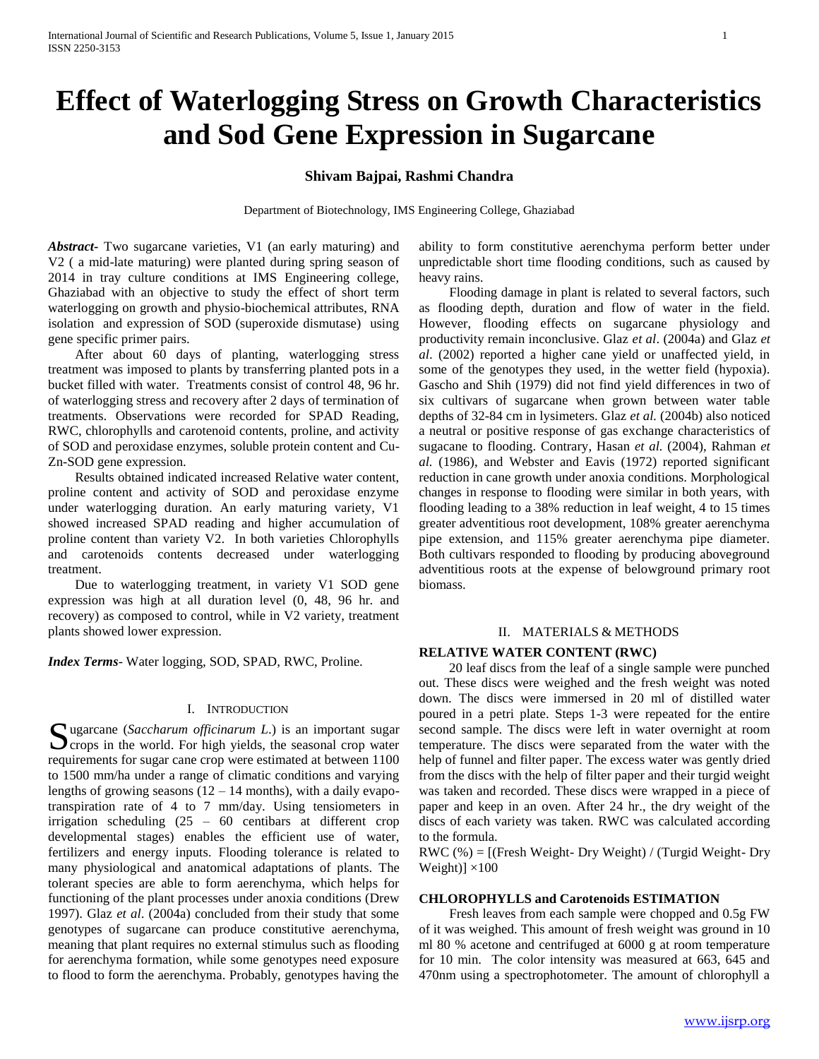# Effect of Waterlogging Stress on Growth Characteristics and Sod Gene Expression in Sugarcane

**Shivam Bajpai, Rashmi Chandra**

Department of Biotechnology, IMS Engineering College, Ghaziabad

***Abstract***- Two sugarcane varieties, V1 (an early maturing) and V2 ( a mid-late maturing) were planted during spring season of 2014 in tray culture conditions at IMS Engineering college, Ghaziabad with an objective to study the effect of short term waterlogging on growth and physio-biochemical attributes, RNA isolation and expression of SOD (superoxide dismutase) using gene specific primer pairs.

After about 60 days of planting, waterlogging stress treatment was imposed to plants by transferring planted pots in a bucket filled with water. Treatments consist of control 48, 96 hr. of waterlogging stress and recovery after 2 days of termination of treatments. Observations were recorded for SPAD Reading, RWC, chlorophylls and carotenoid contents, proline, and activity of SOD and peroxidase enzymes, soluble protein content and Cu-Zn-SOD gene expression.

Results obtained indicated increased Relative water content, proline content and activity of SOD and peroxidase enzyme under waterlogging duration. An early maturing variety, V1 showed increased SPAD reading and higher accumulation of proline content than variety V2. In both varieties Chlorophylls and carotenoids contents decreased under waterlogging treatment.

Due to waterlogging treatment, in variety V1 SOD gene expression was high at all duration level (0, 48, 96 hr. and recovery) as composed to control, while in V2 variety, treatment plants showed lower expression.

***Index Terms***- Water logging, SOD, SPAD, RWC, Proline.

## I. Introduction

Sugarcane (*Saccharum officinarum L.*) is an important sugar crops in the world. For high yields, the seasonal crop water requirements for sugar cane crop were estimated at between 1100 to 1500 mm/ha under a range of climatic conditions and varying lengths of growing seasons (12 – 14 months), with a daily evapo-transpiration rate of 4 to 7 mm/day. Using tensiometers in irrigation scheduling (25 – 60 centibars at different crop developmental stages) enables the efficient use of water, fertilizers and energy inputs. Flooding tolerance is related to many physiological and anatomical adaptations of plants. The tolerant species are able to form aerenchyma, which helps for functioning of the plant processes under anoxia conditions (Drew 1997). Glaz *et al*. (2004a) concluded from their study that some genotypes of sugarcane can produce constitutive aerenchyma, meaning that plant requires no external stimulus such as flooding for aerenchyma formation, while some genotypes need exposure to flood to form the aerenchyma. Probably, genotypes having the ability to form constitutive aerenchyma perform better under unpredictable short time flooding conditions, such as caused by heavy rains.

Flooding damage in plant is related to several factors, such as flooding depth, duration and flow of water in the field. However, flooding effects on sugarcane physiology and productivity remain inconclusive. Glaz *et al*. (2004a) and Glaz *et al*. (2002) reported a higher cane yield or unaffected yield, in some of the genotypes they used, in the wetter field (hypoxia). Gascho and Shih (1979) did not find yield differences in two of six cultivars of sugarcane when grown between water table depths of 32-84 cm in lysimeters. Glaz *et al.* (2004b) also noticed a neutral or positive response of gas exchange characteristics of sugacane to flooding. Contrary, Hasan *et al.* (2004), Rahman *et al.* (1986), and Webster and Eavis (1972) reported significant reduction in cane growth under anoxia conditions. Morphological changes in response to flooding were similar in both years, with flooding leading to a 38% reduction in leaf weight, 4 to 15 times greater adventitious root development, 108% greater aerenchyma pipe extension, and 115% greater aerenchyma pipe diameter. Both cultivars responded to flooding by producing aboveground adventitious roots at the expense of belowground primary root biomass.

## II. Materials & Methods

### Relative Water Content (RWC)

20 leaf discs from the leaf of a single sample were punched out. These discs were weighed and the fresh weight was noted down. The discs were immersed in 20 ml of distilled water poured in a petri plate. Steps 1-3 were repeated for the entire second sample. The discs were left in water overnight at room temperature. The discs were separated from the water with the help of funnel and filter paper. The excess water was gently dried from the discs with the help of filter paper and their turgid weight was taken and recorded. These discs were wrapped in a piece of paper and keep in an oven. After 24 hr., the dry weight of the discs of each variety was taken. RWC was calculated according to the formula.

$$RWC\ (\%) = [(\text{Fresh Weight} - \text{Dry Weight}) / (\text{Turgid Weight} - \text{Dry Weight})] \times 100$$

### Chlorophylls and Carotenoids Estimation

Fresh leaves from each sample were chopped and 0.5g FW of it was weighed. This amount of fresh weight was ground in 10 ml 80 % acetone and centrifuged at 6000 g at room temperature for 10 min. The color intensity was measured at 663, 645 and 470nm using a spectrophotometer. The amount of chlorophyll a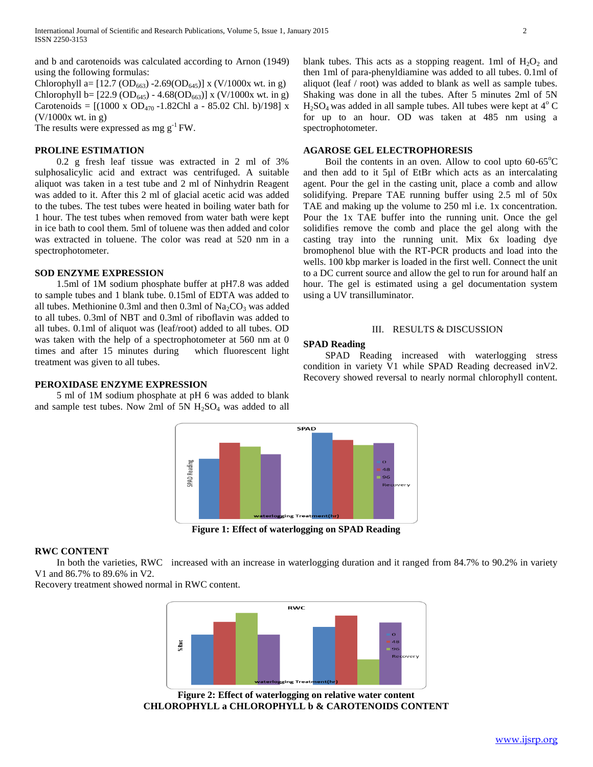and b and carotenoids was calculated according to Arnon (1949) using the following formulas:

Chlorophyll a= [12.7 ($OD_{663}$) -2.69($OD_{645}$)] x (V/1000x wt. in g)

Chlorophyll b= [22.9 ($OD_{645}$) - 4.68($OD_{663}$)] x (V/1000x wt. in g)

Carotenoids = [(1000 x $OD_{470}$ -1.82Chl a - 85.02 Chl. b)/198] x (V/1000x wt. in g)

The results were expressed as mg $g^{-1}$ FW.

## PROLINE ESTIMATION

0.2 g fresh leaf tissue was extracted in 2 ml of 3% sulphosalicylic acid and extract was centrifuged. A suitable aliquot was taken in a test tube and 2 ml of Ninhydrin Reagent was added to it. After this 2 ml of glacial acetic acid was added to the tubes. The test tubes were heated in boiling water bath for 1 hour. The test tubes when removed from water bath were kept in ice bath to cool them. 5ml of toluene was then added and color was extracted in toluene. The color was read at 520 nm in a spectrophotometer.

## SOD ENZYME EXPRESSION

1.5ml of 1M sodium phosphate buffer at pH7.8 was added to sample tubes and 1 blank tube. 0.15ml of EDTA was added to all tubes. Methionine 0.3ml and then 0.3ml of $Na_2CO_3$ was added to all tubes. 0.3ml of NBT and 0.3ml of riboflavin was added to all tubes. 0.1ml of aliquot was (leaf/root) added to all tubes. OD was taken with the help of a spectrophotometer at 560 nm at 0 times and after 15 minutes during which fluorescent light treatment was given to all tubes.

## PEROXIDASE ENZYME EXPRESSION

5 ml of 1M sodium phosphate at pH 6 was added to blank and sample test tubes. Now 2ml of 5N $H_2SO_4$ was added to all blank tubes. This acts as a stopping reagent. 1ml of $H_2O_2$ and then 1ml of para-phenyldiamine was added to all tubes. 0.1ml of aliquot (leaf / root) was added to blank as well as sample tubes. Shaking was done in all the tubes. After 5 minutes 2ml of 5N $H_2SO_4$ was added in all sample tubes. All tubes were kept at $4^o$ C for up to an hour. OD was taken at 485 nm using a spectrophotometer.

## AGAROSE GEL ELECTROPHORESIS

Boil the contents in an oven. Allow to cool upto 60-65$^o$C and then add to it 5µl of EtBr which acts as an intercalating agent. Pour the gel in the casting unit, place a comb and allow solidifying. Prepare TAE running buffer using 2.5 ml of 50x TAE and making up the volume to 250 ml i.e. 1x concentration. Pour the 1x TAE buffer into the running unit. Once the gel solidifies remove the comb and place the gel along with the casting tray into the running unit. Mix 6x loading dye bromophenol blue with the RT-PCR products and load into the wells. 100 kbp marker is loaded in the first well. Connect the unit to a DC current source and allow the gel to run for around half an hour. The gel is estimated using a gel documentation system using a UV transilluminator.

# III. RESULTS & DISCUSSION

## SPAD Reading

SPAD Reading increased with waterlogging stress condition in variety V1 while SPAD Reading decreased inV2. Recovery showed reversal to nearly normal chlorophyll content.

**Figure 1: Effect of waterlogging on SPAD Reading**

## RWC CONTENT

In both the varieties, RWC increased with an increase in waterlogging duration and it ranged from 84.7% to 90.2% in variety V1 and 86.7% to 89.6% in V2.

Recovery treatment showed normal in RWC content.

**Figure 2: Effect of waterlogging on relative water content**

## CHLOROPHYLL a CHLOROPHYLL b & CAROTENOIDS CONTENT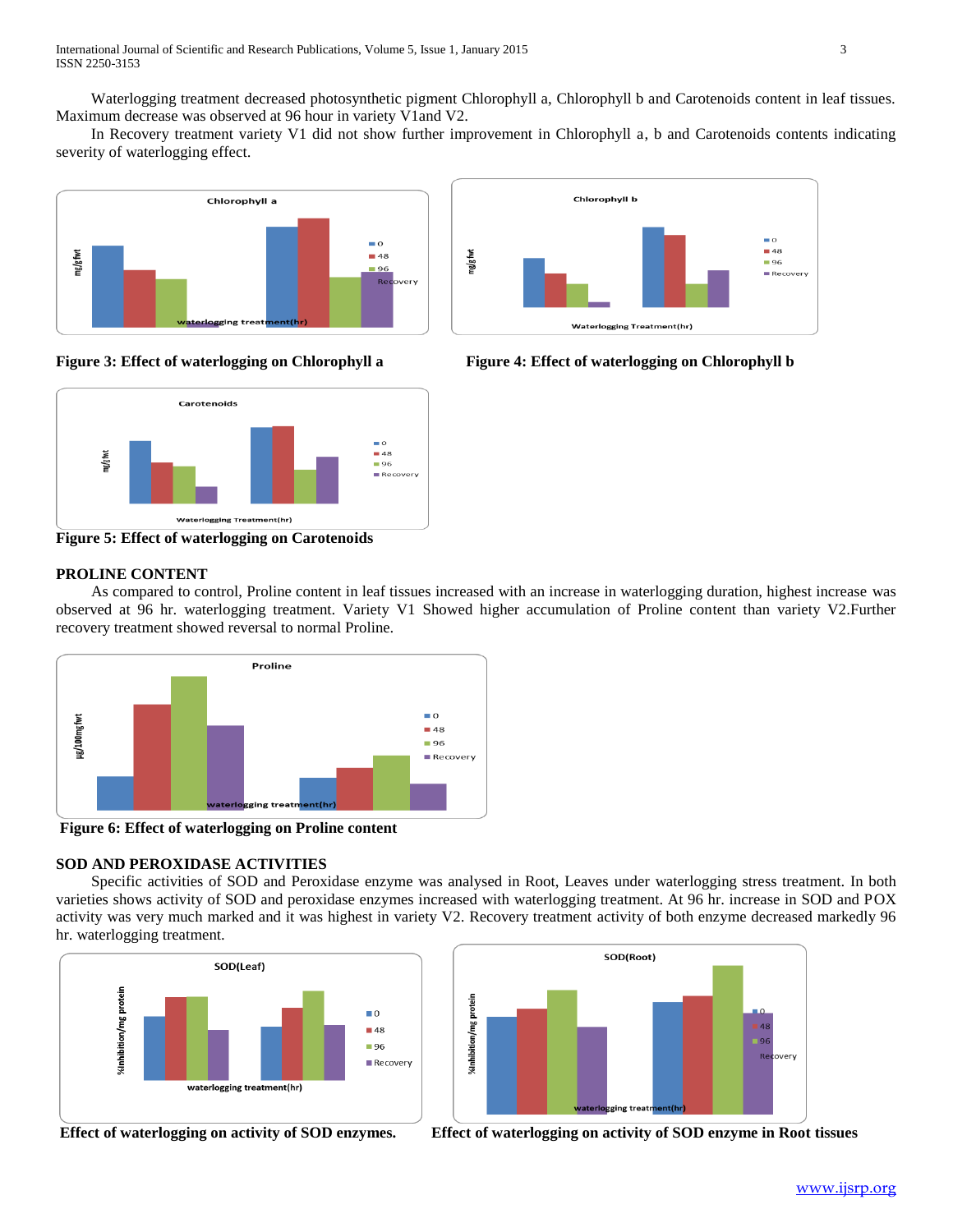Waterlogging treatment decreased photosynthetic pigment Chlorophyll a, Chlorophyll b and Carotenoids content in leaf tissues. Maximum decrease was observed at 96 hour in variety V1and V2.

In Recovery treatment variety V1 did not show further improvement in Chlorophyll a, b and Carotenoids contents indicating severity of waterlogging effect.

**Figure 3: Effect of waterlogging on Chlorophyll a**

**Figure 4: Effect of waterlogging on Chlorophyll b**

**Figure 5: Effect of waterlogging on Carotenoids**

## PROLINE CONTENT

As compared to control, Proline content in leaf tissues increased with an increase in waterlogging duration, highest increase was observed at 96 hr. waterlogging treatment. Variety V1 Showed higher accumulation of Proline content than variety V2.Further recovery treatment showed reversal to normal Proline.

**Figure 6: Effect of waterlogging on Proline content**

## SOD AND PEROXIDASE ACTIVITIES

Specific activities of SOD and Peroxidase enzyme was analysed in Root, Leaves under waterlogging stress treatment. In both varieties shows activity of SOD and peroxidase enzymes increased with waterlogging treatment. At 96 hr. increase in SOD and POX activity was very much marked and it was highest in variety V2. Recovery treatment activity of both enzyme decreased markedly 96 hr. waterlogging treatment.

**Effect of waterlogging on activity of SOD enzymes.**

**Effect of waterlogging on activity of SOD enzyme in Root tissues**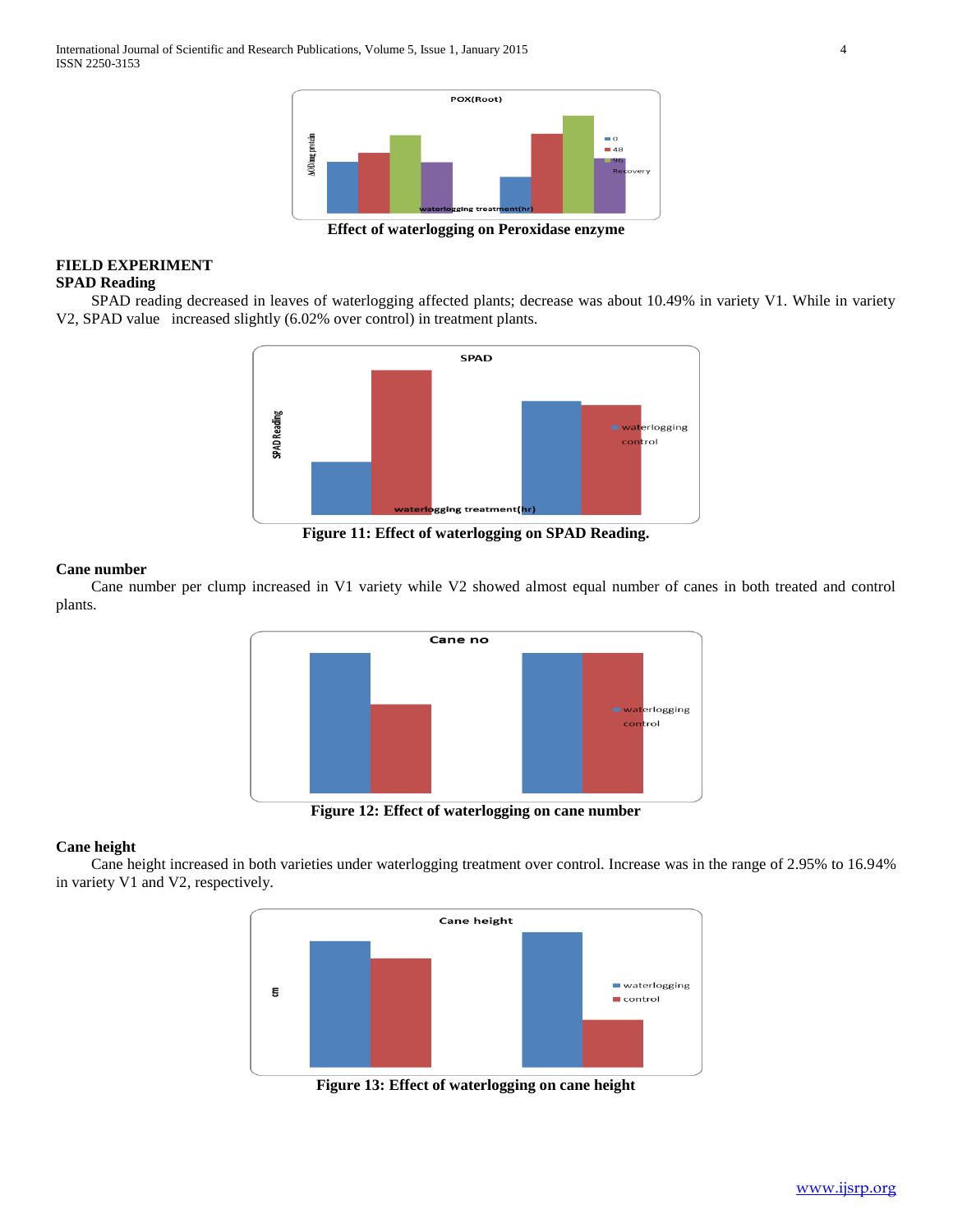Effect of waterlogging on Peroxidase enzyme

## FIELD EXPERIMENT

### SPAD Reading

SPAD reading decreased in leaves of waterlogging affected plants; decrease was about 10.49% in variety V1. While in variety V2, SPAD value increased slightly (6.02% over control) in treatment plants.

**Figure 11: Effect of waterlogging on SPAD Reading.**

### Cane number

Cane number per clump increased in V1 variety while V2 showed almost equal number of canes in both treated and control plants.

**Figure 12: Effect of waterlogging on cane number**

### Cane height

Cane height increased in both varieties under waterlogging treatment over control. Increase was in the range of 2.95% to 16.94% in variety V1 and V2, respectively.

**Figure 13: Effect of waterlogging on cane height**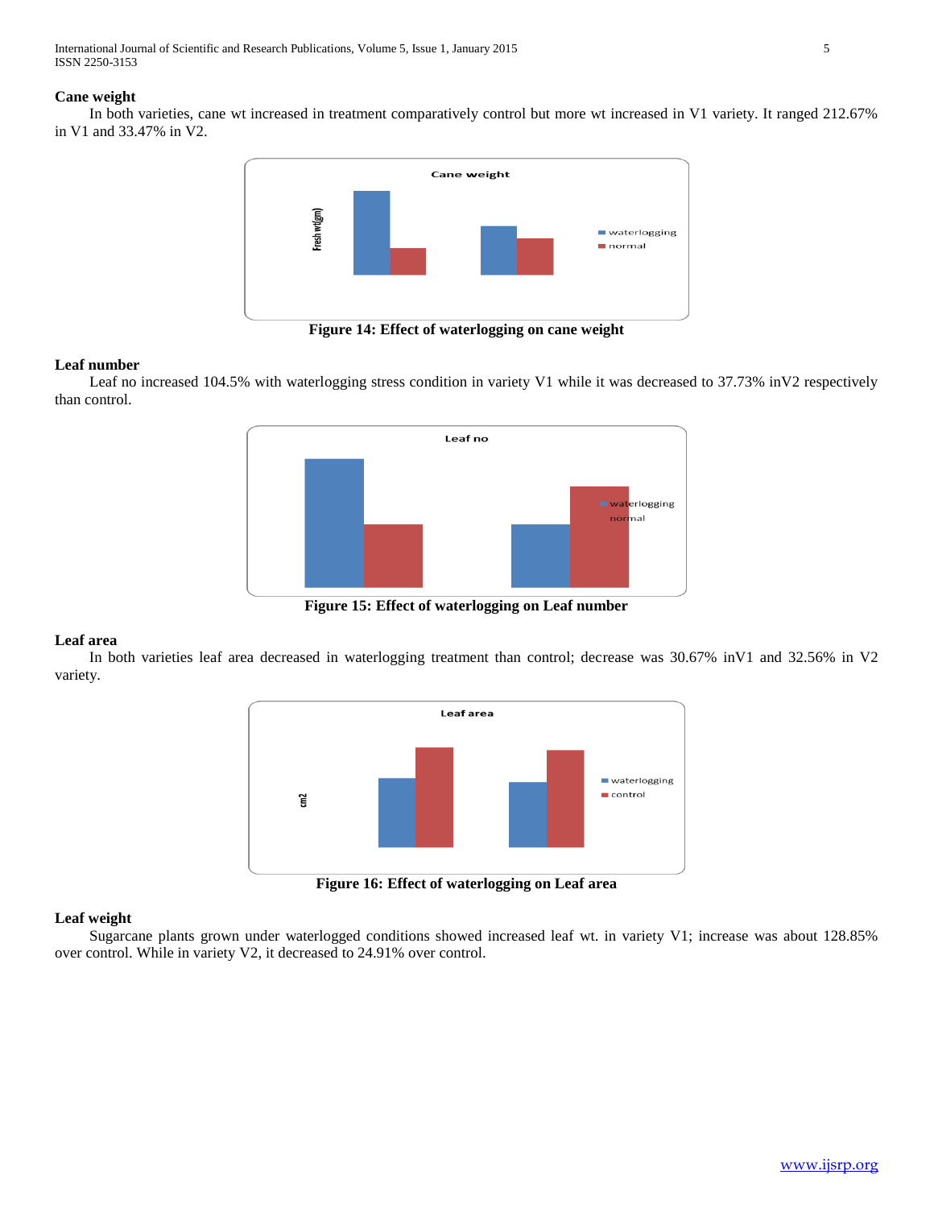### Cane weight

In both varieties, cane wt increased in treatment comparatively control but more wt increased in V1 variety. It ranged 212.67% in V1 and 33.47% in V2.

**Figure 14: Effect of waterlogging on cane weight**

### Leaf number

Leaf no increased 104.5% with waterlogging stress condition in variety V1 while it was decreased to 37.73% inV2 respectively than control.

**Figure 15: Effect of waterlogging on Leaf number**

### Leaf area

In both varieties leaf area decreased in waterlogging treatment than control; decrease was 30.67% inV1 and 32.56% in V2 variety.

**Figure 16: Effect of waterlogging on Leaf area**

### Leaf weight

Sugarcane plants grown under waterlogged conditions showed increased leaf wt. in variety V1; increase was about 128.85% over control. While in variety V2, it decreased to 24.91% over control.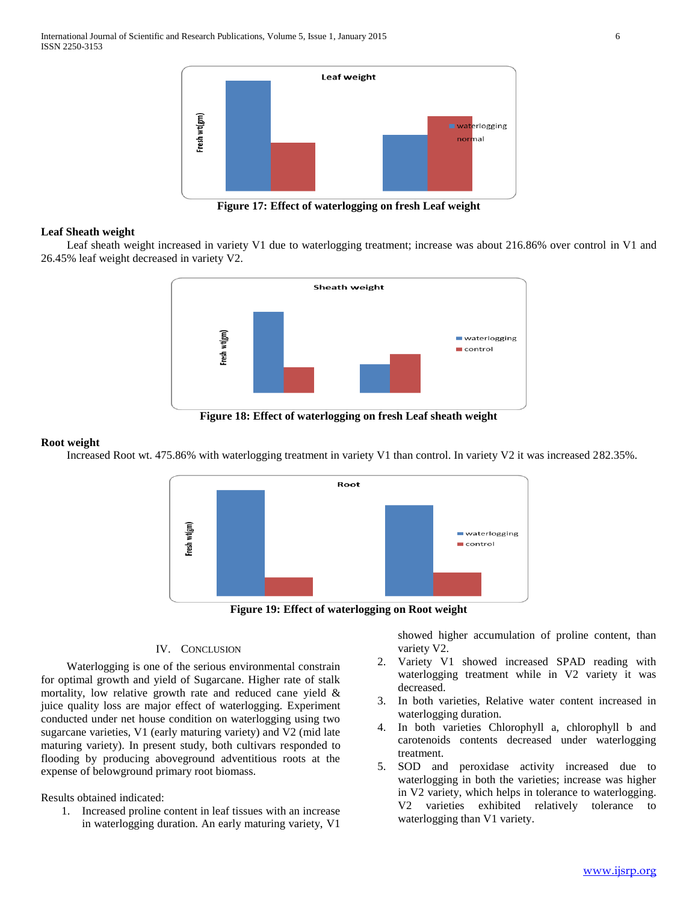Figure 17: Effect of waterlogging on fresh Leaf weight

### Leaf Sheath weight

Leaf sheath weight increased in variety V1 due to waterlogging treatment; increase was about 216.86% over control in V1 and 26.45% leaf weight decreased in variety V2.

Figure 18: Effect of waterlogging on fresh Leaf sheath weight

### Root weight

Increased Root wt. 475.86% with waterlogging treatment in variety V1 than control. In variety V2 it was increased 282.35%.

Figure 19: Effect of waterlogging on Root weight

## IV. Conclusion

Waterlogging is one of the serious environmental constrain for optimal growth and yield of Sugarcane. Higher rate of stalk mortality, low relative growth rate and reduced cane yield & juice quality loss are major effect of waterlogging. Experiment conducted under net house condition on waterlogging using two sugarcane varieties, V1 (early maturing variety) and V2 (mid late maturing variety). In present study, both cultivars responded to flooding by producing aboveground adventitious roots at the expense of belowground primary root biomass.

Results obtained indicated:

1. Increased proline content in leaf tissues with an increase in waterlogging duration. An early maturing variety, V1 showed higher accumulation of proline content, than variety V2.
2. Variety V1 showed increased SPAD reading with waterlogging treatment while in V2 variety it was decreased.
3. In both varieties, Relative water content increased in waterlogging duration.
4. In both varieties Chlorophyll a, chlorophyll b and carotenoids contents decreased under waterlogging treatment.
5. SOD and peroxidase activity increased due to waterlogging in both the varieties; increase was higher in V2 variety, which helps in tolerance to waterlogging. V2 varieties exhibited relatively tolerance to waterlogging than V1 variety.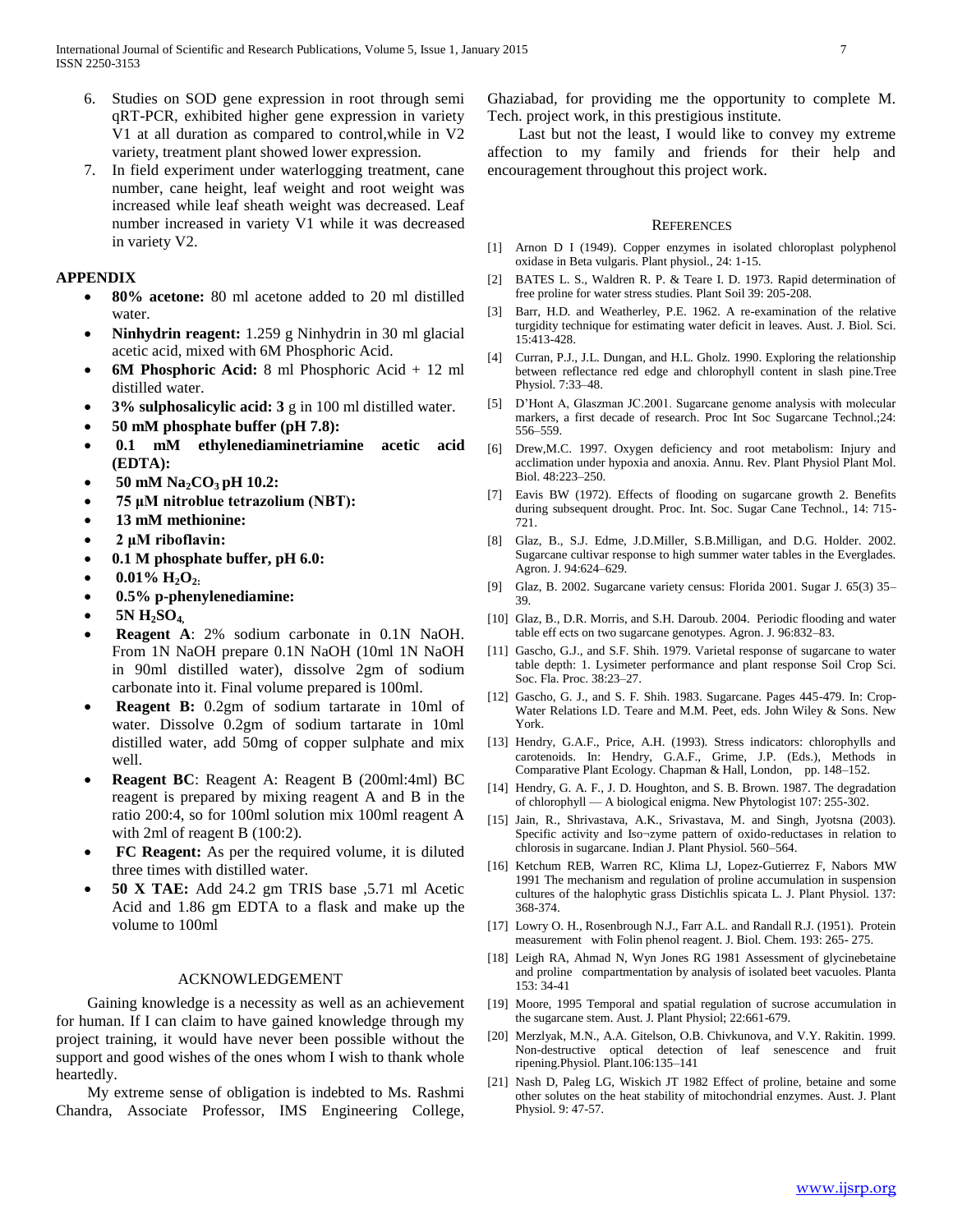6. Studies on SOD gene expression in root through semi qRT-PCR, exhibited higher gene expression in variety V1 at all duration as compared to control,while in V2 variety, treatment plant showed lower expression.
7. In field experiment under waterlogging treatment, cane number, cane height, leaf weight and root weight was increased while leaf sheath weight was decreased. Leaf number increased in variety V1 while it was decreased in variety V2.

## APPENDIX

- **80% acetone:** 80 ml acetone added to 20 ml distilled water.
- **Ninhydrin reagent:** 1.259 g Ninhydrin in 30 ml glacial acetic acid, mixed with 6M Phosphoric Acid.
- **6M Phosphoric Acid:** 8 ml Phosphoric Acid + 12 ml distilled water.
- **3% sulphosalicylic acid: 3** g in 100 ml distilled water.
- **50 mM phosphate buffer (pH 7.8):**
- **0.1 mM ethylenediaminetriamine acetic acid (EDTA):**
- **50 mM $Na_2CO_3$ pH 10.2:**
- **75 µM nitroblue tetrazolium (NBT):**
- **13 mM methionine:**
- **2 µM riboflavin:**
- **0.1 M phosphate buffer, pH 6.0:**
- **0.01% $H_2O_2$:**
- **0.5% p-phenylenediamine:**
- **5N $H_2SO_4$,**
- **Reagent A**: 2% sodium carbonate in 0.1N NaOH. From 1N NaOH prepare 0.1N NaOH (10ml 1N NaOH in 90ml distilled water), dissolve 2gm of sodium carbonate into it. Final volume prepared is 100ml.
- **Reagent B:** 0.2gm of sodium tartarate in 10ml of water. Dissolve 0.2gm of sodium tartarate in 10ml distilled water, add 50mg of copper sulphate and mix well.
- **Reagent BC**: Reagent A: Reagent B (200ml:4ml) BC reagent is prepared by mixing reagent A and B in the ratio 200:4, so for 100ml solution mix 100ml reagent A with 2ml of reagent B (100:2).
- **FC Reagent:** As per the required volume, it is diluted three times with distilled water.
- **50 X TAE:** Add 24.2 gm TRIS base ,5.71 ml Acetic Acid and 1.86 gm EDTA to a flask and make up the volume to 100ml

## ACKNOWLEDGEMENT

Gaining knowledge is a necessity as well as an achievement for human. If I can claim to have gained knowledge through my project training, it would have never been possible without the support and good wishes of the ones whom I wish to thank whole heartedly.

My extreme sense of obligation is indebted to Ms. Rashmi Chandra, Associate Professor, IMS Engineering College, Ghaziabad, for providing me the opportunity to complete M. Tech. project work, in this prestigious institute.

Last but not the least, I would like to convey my extreme affection to my family and friends for their help and encouragement throughout this project work.

## REFERENCES

[1] Arnon D I (1949). Copper enzymes in isolated chloroplast polyphenol oxidase in Beta vulgaris. Plant physiol., 24: 1-15.

[2] BATES L. S., Waldren R. P. & Teare I. D. 1973. Rapid determination of free proline for water stress studies. Plant Soil 39: 205-208.

[3] Barr, H.D. and Weatherley, P.E. 1962. A re-examination of the relative turgidity technique for estimating water deficit in leaves. Aust. J. Biol. Sci. 15:413-428.

[4] Curran, P.J., J.L. Dungan, and H.L. Gholz. 1990. Exploring the relationship between reflectance red edge and chlorophyll content in slash pine.Tree Physiol. 7:33–48.

[5] D'Hont A, Glaszman JC.2001. Sugarcane genome analysis with molecular markers, a first decade of research. Proc Int Soc Sugarcane Technol.;24: 556–559.

[6] Drew,M.C. 1997. Oxygen deficiency and root metabolism: Injury and acclimation under hypoxia and anoxia. Annu. Rev. Plant Physiol Plant Mol. Biol. 48:223–250.

[7] Eavis BW (1972). Effects of flooding on sugarcane growth 2. Benefits during subsequent drought. Proc. Int. Soc. Sugar Cane Technol., 14: 715-721.

[8] Glaz, B., S.J. Edme, J.D.Miller, S.B.Milligan, and D.G. Holder. 2002. Sugarcane cultivar response to high summer water tables in the Everglades. Agron. J. 94:624–629.

[9] Glaz, B. 2002. Sugarcane variety census: Florida 2001. Sugar J. 65(3) 35–39.

[10] Glaz, B., D.R. Morris, and S.H. Daroub. 2004. Periodic flooding and water table eff ects on two sugarcane genotypes. Agron. J. 96:832–83.

[11] Gascho, G.J., and S.F. Shih. 1979. Varietal response of sugarcane to water table depth: 1. Lysimeter performance and plant response Soil Crop Sci. Soc. Fla. Proc. 38:23–27.

[12] Gascho, G. J., and S. F. Shih. 1983. Sugarcane. Pages 445-479. In: Crop-Water Relations I.D. Teare and M.M. Peet, eds. John Wiley & Sons. New York.

[13] Hendry, G.A.F., Price, A.H. (1993). Stress indicators: chlorophylls and carotenoids. In: Hendry, G.A.F., Grime, J.P. (Eds.), Methods in Comparative Plant Ecology. Chapman & Hall, London, pp. 148–152.

[14] Hendry, G. A. F., J. D. Houghton, and S. B. Brown. 1987. The degradation of chlorophyll — A biological enigma. New Phytologist 107: 255-302.

[15] Jain, R., Shrivastava, A.K., Srivastava, M. and Singh, Jyotsna (2003). Specific activity and Iso¬zyme pattern of oxido-reductases in relation to chlorosis in sugarcane. Indian J. Plant Physiol. 560–564.

[16] Ketchum REB, Warren RC, Klima LJ, Lopez-Gutierrez F, Nabors MW 1991 The mechanism and regulation of proline accumulation in suspension cultures of the halophytic grass Distichlis spicata L. J. Plant Physiol. 137: 368-374.

[17] Lowry O. H., Rosenbrough N.J., Farr A.L. and Randall R.J. (1951). Protein measurement with Folin phenol reagent. J. Biol. Chem. 193: 265- 275.

[18] Leigh RA, Ahmad N, Wyn Jones RG 1981 Assessment of glycinebetaine and proline compartmentation by analysis of isolated beet vacuoles. Planta 153: 34-41

[19] Moore, 1995 Temporal and spatial regulation of sucrose accumulation in the sugarcane stem. Aust. J. Plant Physiol; 22:661-679.

[20] Merzlyak, M.N., A.A. Gitelson, O.B. Chivkunova, and V.Y. Rakitin. 1999. Non-destructive optical detection of leaf senescence and fruit ripening.Physiol. Plant.106:135–141

[21] Nash D, Paleg LG, Wiskich JT 1982 Effect of proline, betaine and some other solutes on the heat stability of mitochondrial enzymes. Aust. J. Plant Physiol. 9: 47-57.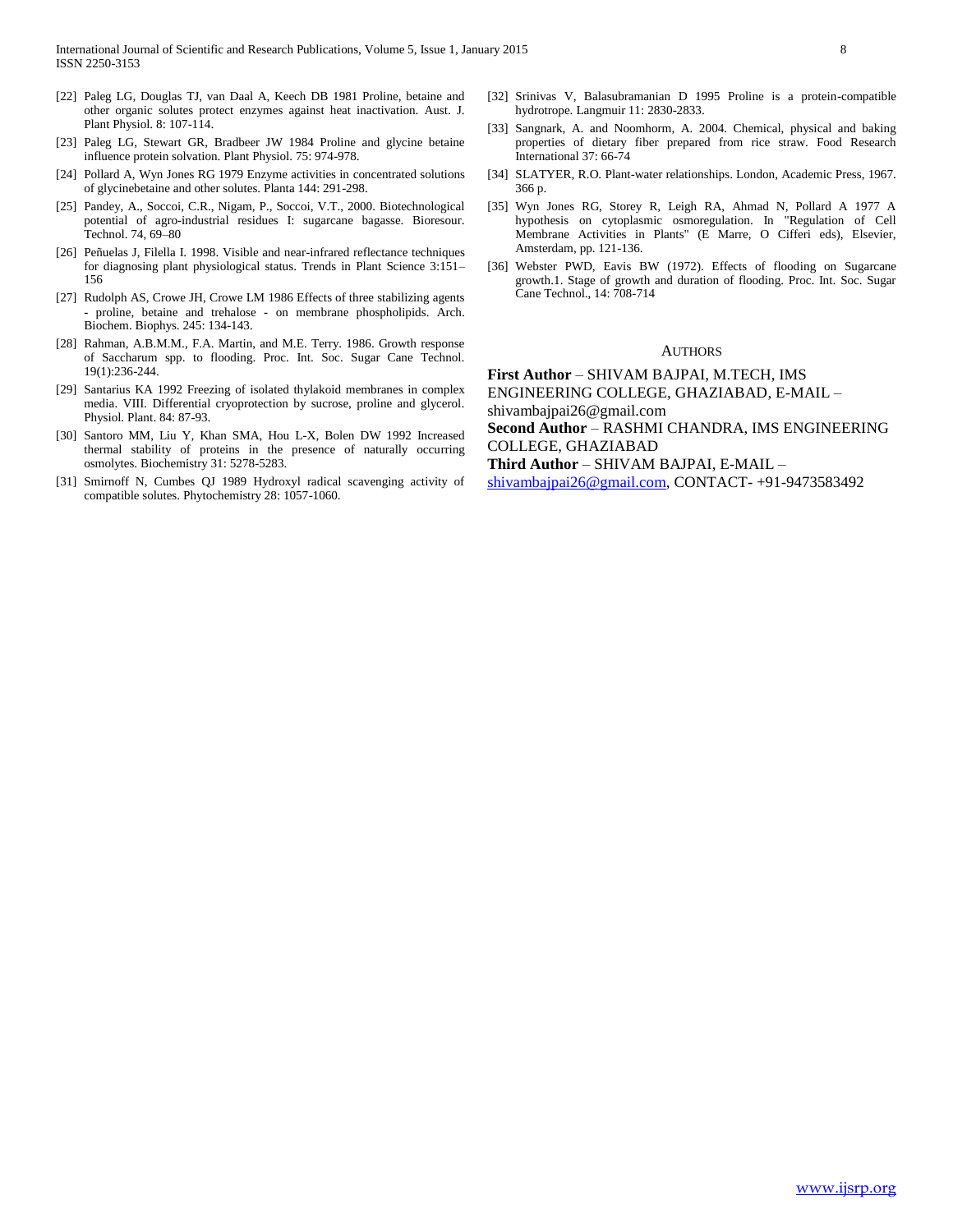[22] Paleg LG, Douglas TJ, van Daal A, Keech DB 1981 Proline, betaine and other organic solutes protect enzymes against heat inactivation. Aust. J. Plant Physiol. 8: 107-114.

[23] Paleg LG, Stewart GR, Bradbeer JW 1984 Proline and glycine betaine influence protein solvation. Plant Physiol. 75: 974-978.

[24] Pollard A, Wyn Jones RG 1979 Enzyme activities in concentrated solutions of glycinebetaine and other solutes. Planta 144: 291-298.

[25] Pandey, A., Soccoi, C.R., Nigam, P., Soccoi, V.T., 2000. Biotechnological potential of agro-industrial residues I: sugarcane bagasse. Bioresour. Technol. 74, 69–80

[26] Peñuelas J, Filella I. 1998. Visible and near-infrared reflectance techniques for diagnosing plant physiological status. Trends in Plant Science 3:151–156

[27] Rudolph AS, Crowe JH, Crowe LM 1986 Effects of three stabilizing agents - proline, betaine and trehalose - on membrane phospholipids. Arch. Biochem. Biophys. 245: 134-143.

[28] Rahman, A.B.M.M., F.A. Martin, and M.E. Terry. 1986. Growth response of Saccharum spp. to flooding. Proc. Int. Soc. Sugar Cane Technol. 19(1):236-244.

[29] Santarius KA 1992 Freezing of isolated thylakoid membranes in complex media. VIII. Differential cryoprotection by sucrose, proline and glycerol. Physiol. Plant. 84: 87-93.

[30] Santoro MM, Liu Y, Khan SMA, Hou L-X, Bolen DW 1992 Increased thermal stability of proteins in the presence of naturally occurring osmolytes. Biochemistry 31: 5278-5283.

[31] Smirnoff N, Cumbes QJ 1989 Hydroxyl radical scavenging activity of compatible solutes. Phytochemistry 28: 1057-1060.

[32] Srinivas V, Balasubramanian D 1995 Proline is a protein-compatible hydrotrope. Langmuir 11: 2830-2833.

[33] Sangnark, A. and Noomhorm, A. 2004. Chemical, physical and baking properties of dietary fiber prepared from rice straw. Food Research International 37: 66-74

[34] SLATYER, R.O. Plant-water relationships. London, Academic Press, 1967. 366 p.

[35] Wyn Jones RG, Storey R, Leigh RA, Ahmad N, Pollard A 1977 A hypothesis on cytoplasmic osmoregulation. In "Regulation of Cell Membrane Activities in Plants" (E Marre, O Cifferi eds), Elsevier, Amsterdam, pp. 121-136.

[36] Webster PWD, Eavis BW (1972). Effects of flooding on Sugarcane growth.1. Stage of growth and duration of flooding. Proc. Int. Soc. Sugar Cane Technol., 14: 708-714

## AUTHORS

**First Author** – SHIVAM BAJPAI, M.TECH, IMS ENGINEERING COLLEGE, GHAZIABAD, E-MAIL – shivambajpai26@gmail.com

**Second Author** – RASHMI CHANDRA, IMS ENGINEERING COLLEGE, GHAZIABAD

**Third Author** – SHIVAM BAJPAI, E-MAIL – shivambajpai26@gmail.com, CONTACT- +91-9473583492